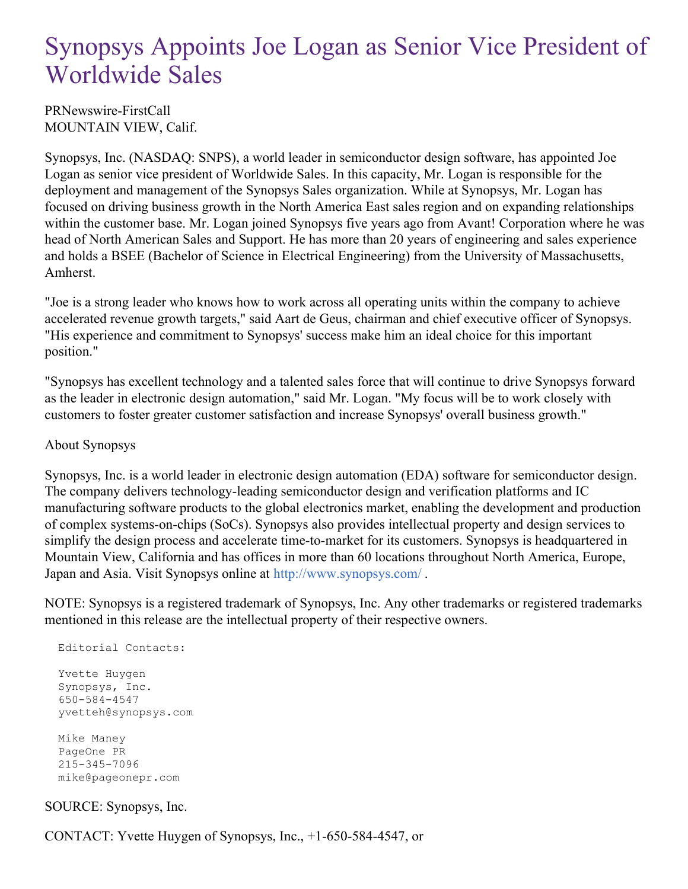# Synopsys Appoints Joe Logan as Senior Vice President of Worldwide Sales

PRNewswire-FirstCall
MOUNTAIN VIEW, Calif.

Synopsys, Inc. (NASDAQ: SNPS), a world leader in semiconductor design software, has appointed Joe Logan as senior vice president of Worldwide Sales. In this capacity, Mr. Logan is responsible for the deployment and management of the Synopsys Sales organization. While at Synopsys, Mr. Logan has focused on driving business growth in the North America East sales region and on expanding relationships within the customer base. Mr. Logan joined Synopsys five years ago from Avant! Corporation where he was head of North American Sales and Support. He has more than 20 years of engineering and sales experience and holds a BSEE (Bachelor of Science in Electrical Engineering) from the University of Massachusetts, Amherst.

"Joe is a strong leader who knows how to work across all operating units within the company to achieve accelerated revenue growth targets," said Aart de Geus, chairman and chief executive officer of Synopsys. "His experience and commitment to Synopsys' success make him an ideal choice for this important position."

"Synopsys has excellent technology and a talented sales force that will continue to drive Synopsys forward as the leader in electronic design automation," said Mr. Logan. "My focus will be to work closely with customers to foster greater customer satisfaction and increase Synopsys' overall business growth."

About Synopsys

Synopsys, Inc. is a world leader in electronic design automation (EDA) software for semiconductor design. The company delivers technology-leading semiconductor design and verification platforms and IC manufacturing software products to the global electronics market, enabling the development and production of complex systems-on-chips (SoCs). Synopsys also provides intellectual property and design services to simplify the design process and accelerate time-to-market for its customers. Synopsys is headquartered in Mountain View, California and has offices in more than 60 locations throughout North America, Europe, Japan and Asia. Visit Synopsys online at http://www.synopsys.com/ .

NOTE: Synopsys is a registered trademark of Synopsys, Inc. Any other trademarks or registered trademarks mentioned in this release are the intellectual property of their respective owners.

```
Editorial Contacts:

Yvette Huygen
Synopsys, Inc.
650-584-4547
yvetteh@synopsys.com

Mike Maney
PageOne PR
215-345-7096
mike@pageonepr.com
```

SOURCE: Synopsys, Inc.

CONTACT: Yvette Huygen of Synopsys, Inc., +1-650-584-4547, or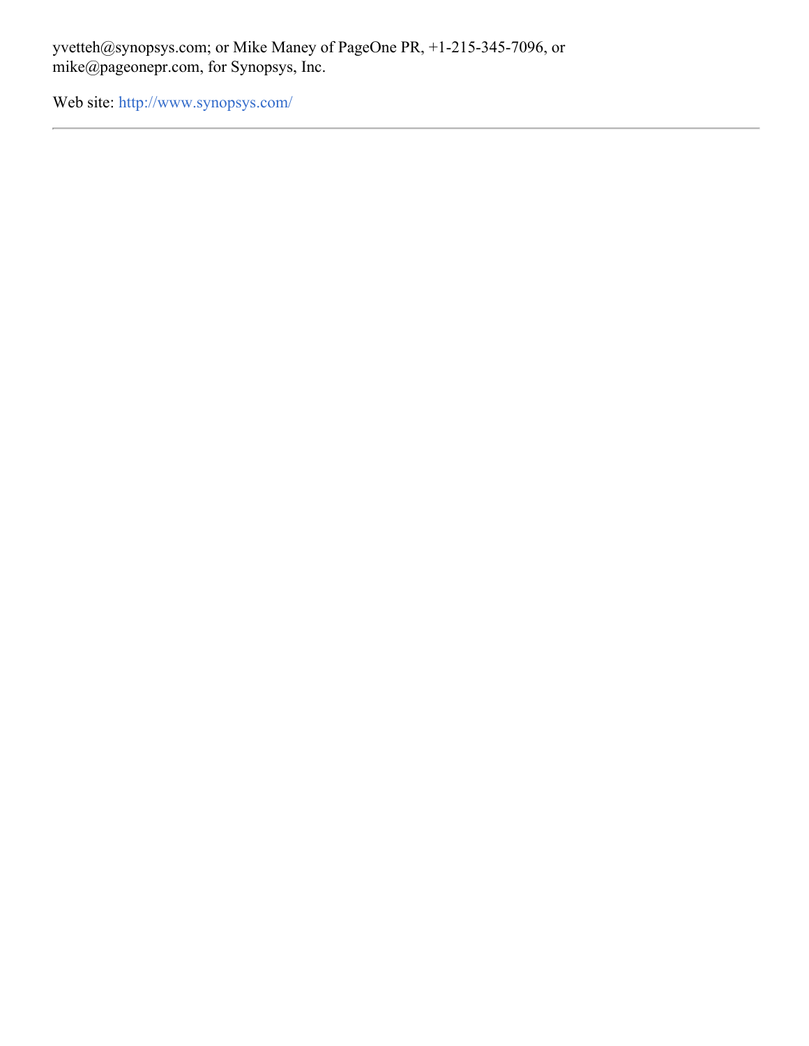yvetteh@synopsys.com; or Mike Maney of PageOne PR, +1-215-345-7096, or mike@pageonepr.com, for Synopsys, Inc.

Web site: http://www.synopsys.com/

---